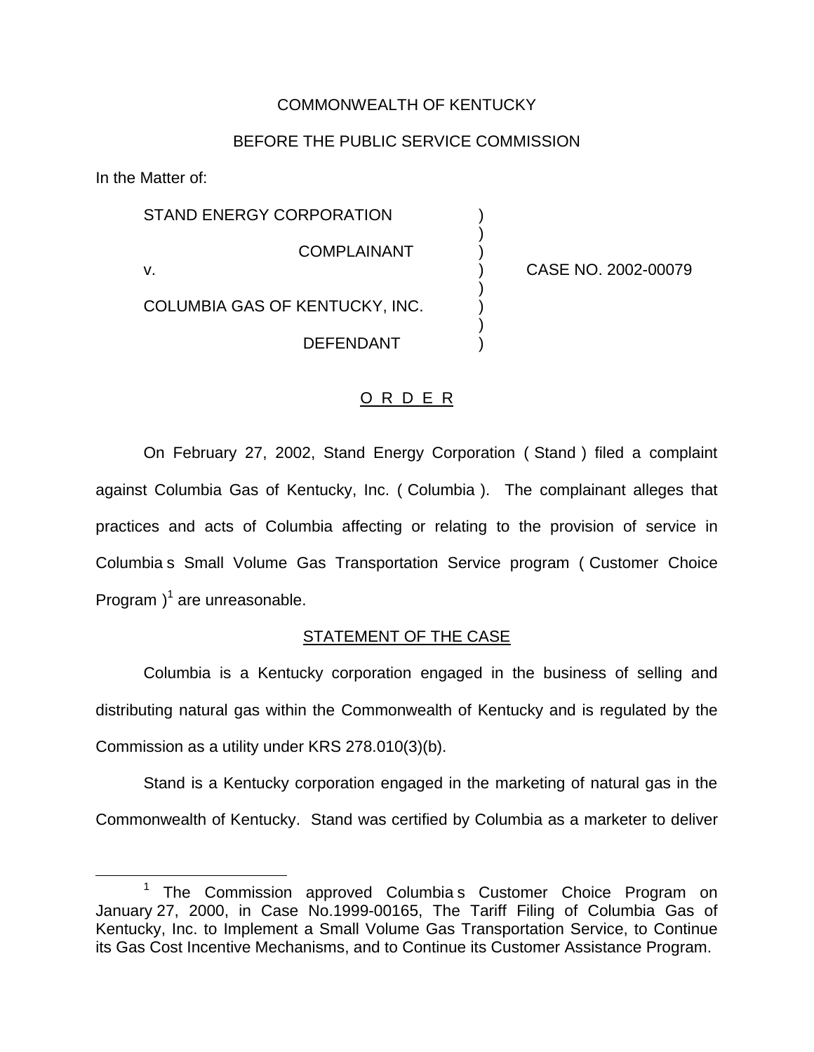COMMONWEALTH OF KENTUCKY

BEFORE THE PUBLIC SERVICE COMMISSION

In the Matter of:

| | | |
|---|---|---|
| STAND ENERGY CORPORATION<br><br>COMPLAINANT<br><br>v.<br><br>COLUMBIA GAS OF KENTUCKY, INC.<br><br>DEFENDANT | ) | CASE NO. 2002-00079 |

## O R D E R

On February 27, 2002, Stand Energy Corporation ( Stand ) filed a complaint against Columbia Gas of Kentucky, Inc. ( Columbia ). The complainant alleges that practices and acts of Columbia affecting or relating to the provision of service in Columbia s Small Volume Gas Transportation Service program ( Customer Choice Program )[1] are unreasonable.

## STATEMENT OF THE CASE

Columbia is a Kentucky corporation engaged in the business of selling and distributing natural gas within the Commonwealth of Kentucky and is regulated by the Commission as a utility under KRS 278.010(3)(b).

Stand is a Kentucky corporation engaged in the marketing of natural gas in the Commonwealth of Kentucky. Stand was certified by Columbia as a marketer to deliver

[1] The Commission approved Columbia s Customer Choice Program on January 27, 2000, in Case No.1999-00165, The Tariff Filing of Columbia Gas of Kentucky, Inc. to Implement a Small Volume Gas Transportation Service, to Continue its Gas Cost Incentive Mechanisms, and to Continue its Customer Assistance Program.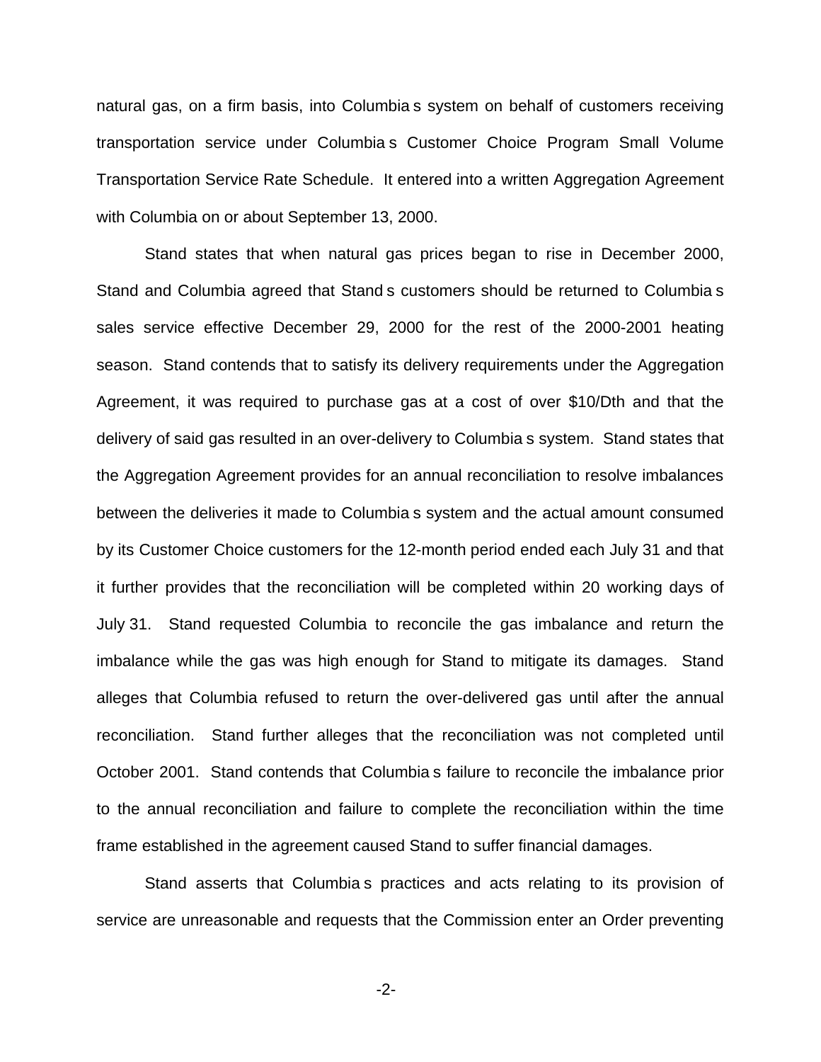natural gas, on a firm basis, into Columbia s system on behalf of customers receiving transportation service under Columbia s Customer Choice Program Small Volume Transportation Service Rate Schedule. It entered into a written Aggregation Agreement with Columbia on or about September 13, 2000.

Stand states that when natural gas prices began to rise in December 2000, Stand and Columbia agreed that Stand s customers should be returned to Columbia s sales service effective December 29, 2000 for the rest of the 2000-2001 heating season. Stand contends that to satisfy its delivery requirements under the Aggregation Agreement, it was required to purchase gas at a cost of over $10/Dth and that the delivery of said gas resulted in an over-delivery to Columbia s system. Stand states that the Aggregation Agreement provides for an annual reconciliation to resolve imbalances between the deliveries it made to Columbia s system and the actual amount consumed by its Customer Choice customers for the 12-month period ended each July 31 and that it further provides that the reconciliation will be completed within 20 working days of July 31. Stand requested Columbia to reconcile the gas imbalance and return the imbalance while the gas was high enough for Stand to mitigate its damages. Stand alleges that Columbia refused to return the over-delivered gas until after the annual reconciliation. Stand further alleges that the reconciliation was not completed until October 2001. Stand contends that Columbia s failure to reconcile the imbalance prior to the annual reconciliation and failure to complete the reconciliation within the time frame established in the agreement caused Stand to suffer financial damages.

Stand asserts that Columbia s practices and acts relating to its provision of service are unreasonable and requests that the Commission enter an Order preventing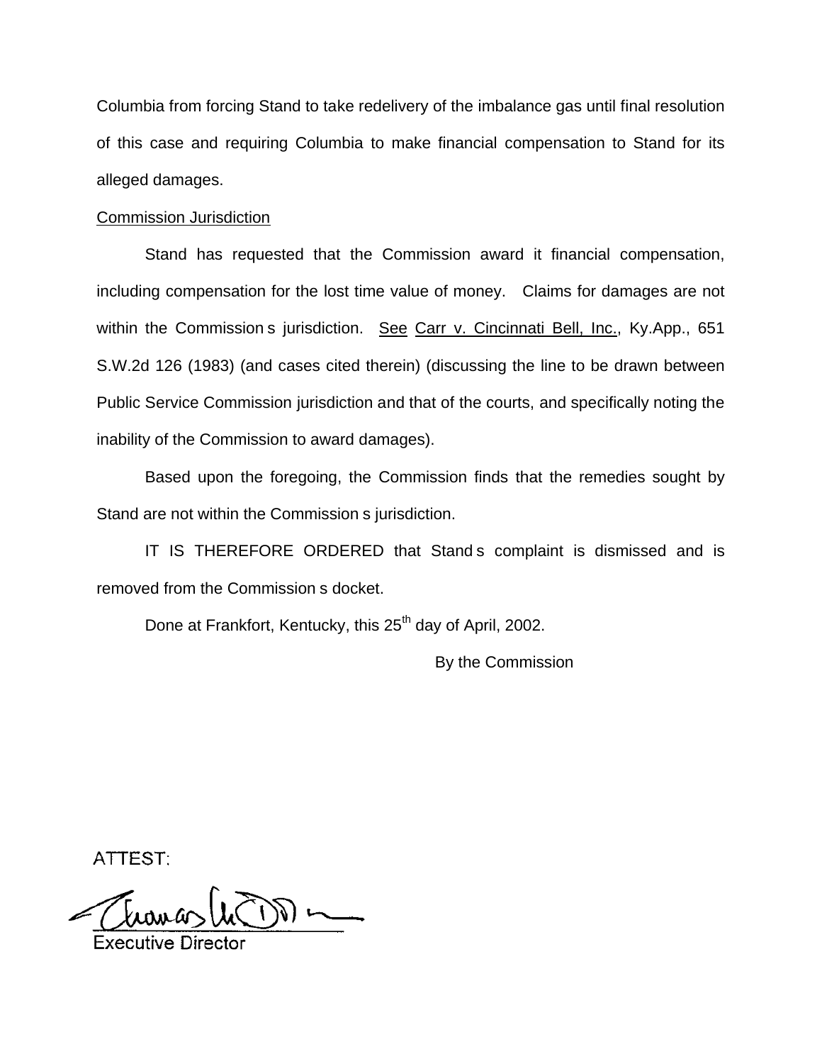Columbia from forcing Stand to take redelivery of the imbalance gas until final resolution of this case and requiring Columbia to make financial compensation to Stand for its alleged damages.

Commission Jurisdiction

Stand has requested that the Commission award it financial compensation, including compensation for the lost time value of money. Claims for damages are not within the Commission s jurisdiction. See Carr v. Cincinnati Bell, Inc., Ky.App., 651 S.W.2d 126 (1983) (and cases cited therein) (discussing the line to be drawn between Public Service Commission jurisdiction and that of the courts, and specifically noting the inability of the Commission to award damages).

Based upon the foregoing, the Commission finds that the remedies sought by Stand are not within the Commission s jurisdiction.

IT IS THEREFORE ORDERED that Stand s complaint is dismissed and is removed from the Commission s docket.

Done at Frankfort, Kentucky, this 25th day of April, 2002.

By the Commission

ATTEST:

Executive Director